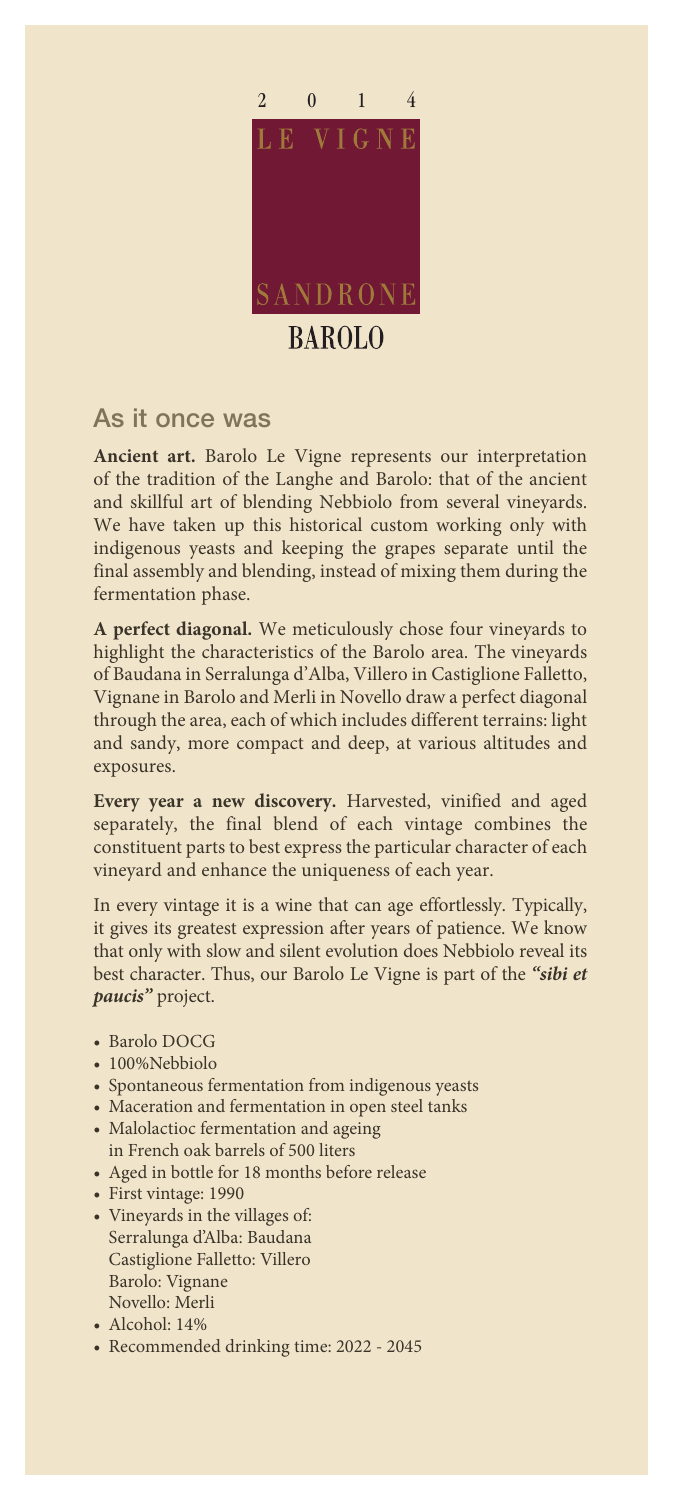2 0 1 4

LE VIGNE

SANDRONE

BAROLO

## As it once was

**Ancient art.** Barolo Le Vigne represents our interpretation of the tradition of the Langhe and Barolo: that of the ancient and skillful art of blending Nebbiolo from several vineyards. We have taken up this historical custom working only with indigenous yeasts and keeping the grapes separate until the final assembly and blending, instead of mixing them during the fermentation phase.

**A perfect diagonal.** We meticulously chose four vineyards to highlight the characteristics of the Barolo area. The vineyards of Baudana in Serralunga d'Alba, Villero in Castiglione Falletto, Vignane in Barolo and Merli in Novello draw a perfect diagonal through the area, each of which includes different terrains: light and sandy, more compact and deep, at various altitudes and exposures.

**Every year a new discovery.** Harvested, vinified and aged separately, the final blend of each vintage combines the constituent parts to best express the particular character of each vineyard and enhance the uniqueness of each year.

In every vintage it is a wine that can age effortlessly. Typically, it gives its greatest expression after years of patience. We know that only with slow and silent evolution does Nebbiolo reveal its best character. Thus, our Barolo Le Vigne is part of the ***"sibi et paucis"*** project.

- Barolo DOCG
- 100%Nebbiolo
- Spontaneous fermentation from indigenous yeasts
- Maceration and fermentation in open steel tanks
- Malolactioc fermentation and ageing in French oak barrels of 500 liters
- Aged in bottle for 18 months before release
- First vintage: 1990
- Vineyards in the villages of:
  Serralunga d'Alba: Baudana
  Castiglione Falletto: Villero
  Barolo: Vignane
  Novello: Merli
- Alcohol: 14%
- Recommended drinking time: 2022 - 2045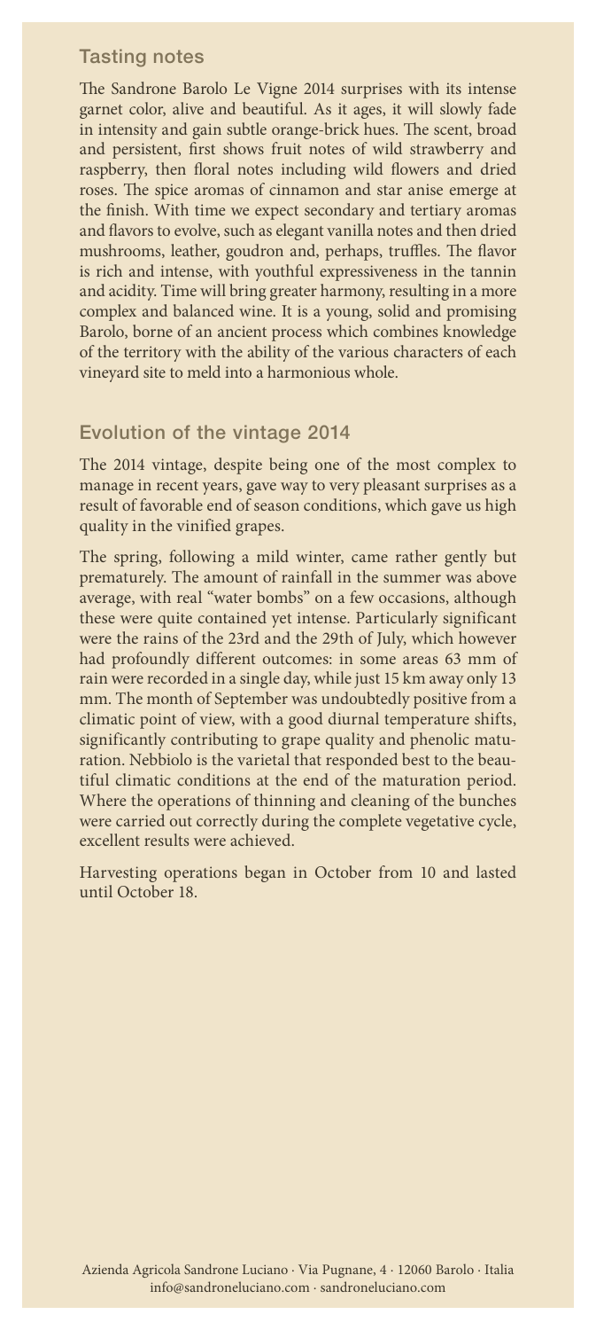## Tasting notes

The Sandrone Barolo Le Vigne 2014 surprises with its intense garnet color, alive and beautiful. As it ages, it will slowly fade in intensity and gain subtle orange-brick hues. The scent, broad and persistent, first shows fruit notes of wild strawberry and raspberry, then floral notes including wild flowers and dried roses. The spice aromas of cinnamon and star anise emerge at the finish. With time we expect secondary and tertiary aromas and flavors to evolve, such as elegant vanilla notes and then dried mushrooms, leather, goudron and, perhaps, truffles. The flavor is rich and intense, with youthful expressiveness in the tannin and acidity. Time will bring greater harmony, resulting in a more complex and balanced wine. It is a young, solid and promising Barolo, borne of an ancient process which combines knowledge of the territory with the ability of the various characters of each vineyard site to meld into a harmonious whole.

## Evolution of the vintage 2014

The 2014 vintage, despite being one of the most complex to manage in recent years, gave way to very pleasant surprises as a result of favorable end of season conditions, which gave us high quality in the vinified grapes.

The spring, following a mild winter, came rather gently but prematurely. The amount of rainfall in the summer was above average, with real "water bombs" on a few occasions, although these were quite contained yet intense. Particularly significant were the rains of the 23rd and the 29th of July, which however had profoundly different outcomes: in some areas 63 mm of rain were recorded in a single day, while just 15 km away only 13 mm. The month of September was undoubtedly positive from a climatic point of view, with a good diurnal temperature shifts, significantly contributing to grape quality and phenolic maturation. Nebbiolo is the varietal that responded best to the beautiful climatic conditions at the end of the maturation period. Where the operations of thinning and cleaning of the bunches were carried out correctly during the complete vegetative cycle, excellent results were achieved.

Harvesting operations began in October from 10 and lasted until October 18.

Azienda Agricola Sandrone Luciano · Via Pugnane, 4 · 12060 Barolo · Italia
info@sandroneluciano.com · sandroneluciano.com